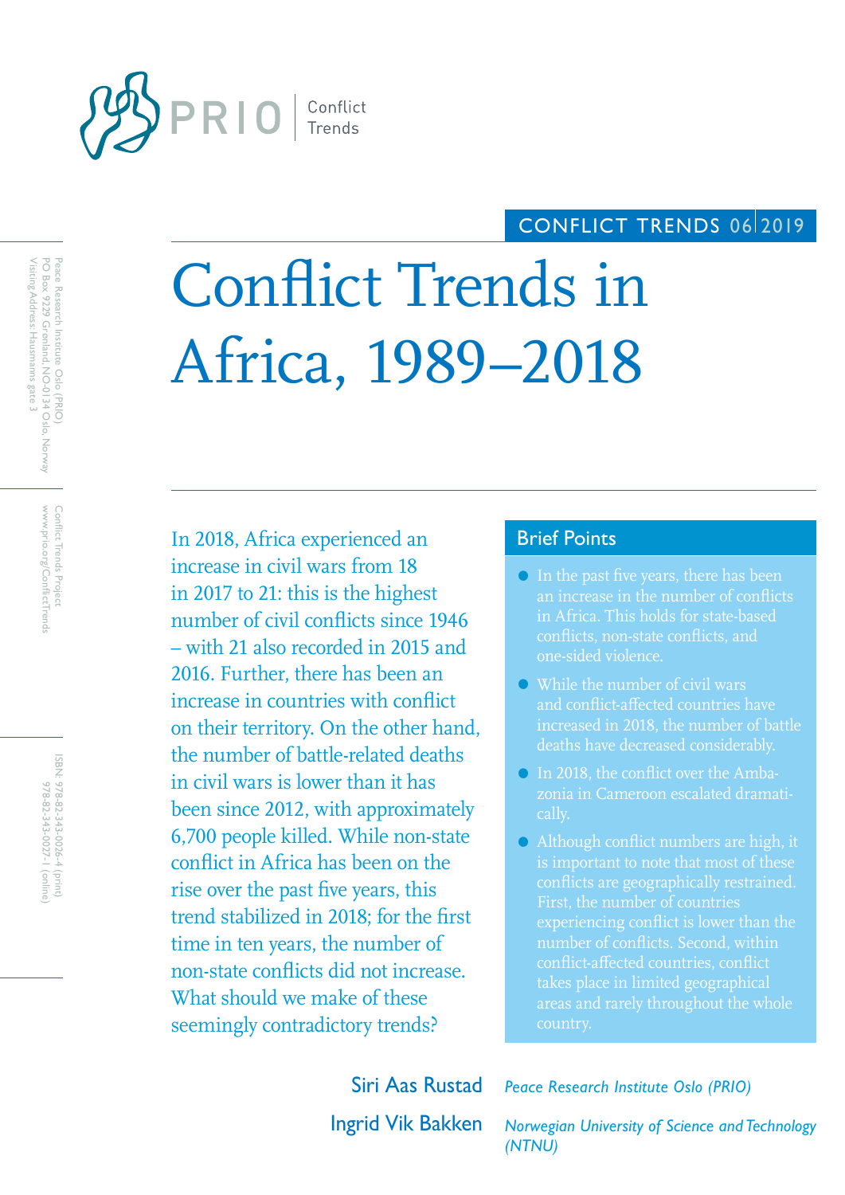PRIO | Conflict Trends

CONFLICT TRENDS 06 | 2019

# Conflict Trends in Africa, 1989–2018

Peace Research Institute Oslo (PRIO)
PO Box 9229 Grønland, NO-0134 Oslo, Norway
Visiting Address: Hausmanns gate 3

Conflict Trends Project
www.prio.org/ConflictTrends

ISBN: 978-82-343-0026-4 (print)
978-82-343-0027-1 (online)

In 2018, Africa experienced an increase in civil wars from 18 in 2017 to 21: this is the highest number of civil conflicts since 1946 – with 21 also recorded in 2015 and 2016. Further, there has been an increase in countries with conflict on their territory. On the other hand, the number of battle-related deaths in civil wars is lower than it has been since 2012, with approximately 6,700 people killed. While non-state conflict in Africa has been on the rise over the past five years, this trend stabilized in 2018; for the first time in ten years, the number of non-state conflicts did not increase. What should we make of these seemingly contradictory trends?

## Brief Points

- In the past five years, there has been an increase in the number of conflicts in Africa. This holds for state-based conflicts, non-state conflicts, and one-sided violence.
- While the number of civil wars and conflict-affected countries have increased in 2018, the number of battle deaths have decreased considerably.
- In 2018, the conflict over the Ambazonia in Cameroon escalated dramatically.
- Although conflict numbers are high, it is important to note that most of these conflicts are geographically restrained. First, the number of countries experiencing conflict is lower than the number of conflicts. Second, within conflict-affected countries, conflict takes place in limited geographical areas and rarely throughout the whole country.

Siri Aas Rustad — *Peace Research Institute Oslo (PRIO)*

Ingrid Vik Bakken — *Norwegian University of Science and Technology (NTNU)*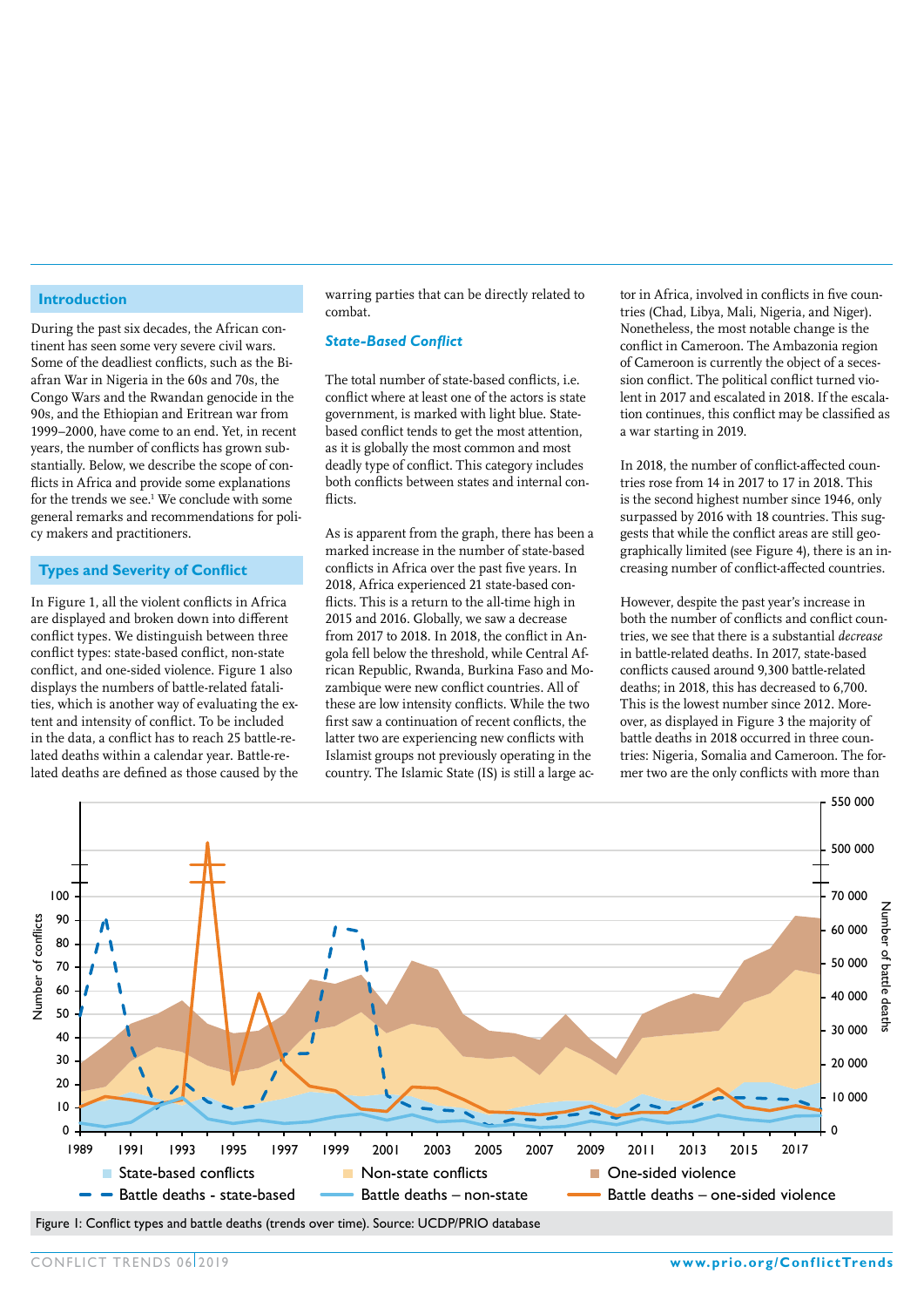## Introduction

During the past six decades, the African continent has seen some very severe civil wars. Some of the deadliest conflicts, such as the Biafran War in Nigeria in the 60s and 70s, the Congo Wars and the Rwandan genocide in the 90s, and the Ethiopian and Eritrean war from 1999–2000, have come to an end. Yet, in recent years, the number of conflicts has grown substantially. Below, we describe the scope of conflicts in Africa and provide some explanations for the trends we see.[1] We conclude with some general remarks and recommendations for policy makers and practitioners.

## Types and Severity of Conflict

In Figure 1, all the violent conflicts in Africa are displayed and broken down into different conflict types. We distinguish between three conflict types: state-based conflict, non-state conflict, and one-sided violence. Figure 1 also displays the numbers of battle-related fatalities, which is another way of evaluating the extent and intensity of conflict. To be included in the data, a conflict has to reach 25 battle-related deaths within a calendar year. Battle-related deaths are defined as those caused by the warring parties that can be directly related to combat.

### *State-Based Conflict*

The total number of state-based conflicts, i.e. conflict where at least one of the actors is state government, is marked with light blue. State-based conflict tends to get the most attention, as it is globally the most common and most deadly type of conflict. This category includes both conflicts between states and internal conflicts.

As is apparent from the graph, there has been a marked increase in the number of state-based conflicts in Africa over the past five years. In 2018, Africa experienced 21 state-based conflicts. This is a return to the all-time high in 2015 and 2016. Globally, we saw a decrease from 2017 to 2018. In 2018, the conflict in Angola fell below the threshold, while Central African Republic, Rwanda, Burkina Faso and Mozambique were new conflict countries. All of these are low intensity conflicts. While the two first saw a continuation of recent conflicts, the latter two are experiencing new conflicts with Islamist groups not previously operating in the country. The Islamic State (IS) is still a large actor in Africa, involved in conflicts in five countries (Chad, Libya, Mali, Nigeria, and Niger). Nonetheless, the most notable change is the conflict in Cameroon. The Ambazonia region of Cameroon is currently the object of a secession conflict. The political conflict turned violent in 2017 and escalated in 2018. If the escalation continues, this conflict may be classified as a war starting in 2019.

In 2018, the number of conflict-affected countries rose from 14 in 2017 to 17 in 2018. This is the second highest number since 1946, only surpassed by 2016 with 18 countries. This suggests that while the conflict areas are still geographically limited (see Figure 4), there is an increasing number of conflict-affected countries.

However, despite the past year's increase in both the number of conflicts and conflict countries, we see that there is a substantial *decrease* in battle-related deaths. In 2017, state-based conflicts caused around 9,300 battle-related deaths; in 2018, this has decreased to 6,700. This is the lowest number since 2012. Moreover, as displayed in Figure 3 the majority of battle deaths in 2018 occurred in three countries: Nigeria, Somalia and Cameroon. The former two are the only conflicts with more than

Figure 1: Conflict types and battle deaths (trends over time). Source: UCDP/PRIO database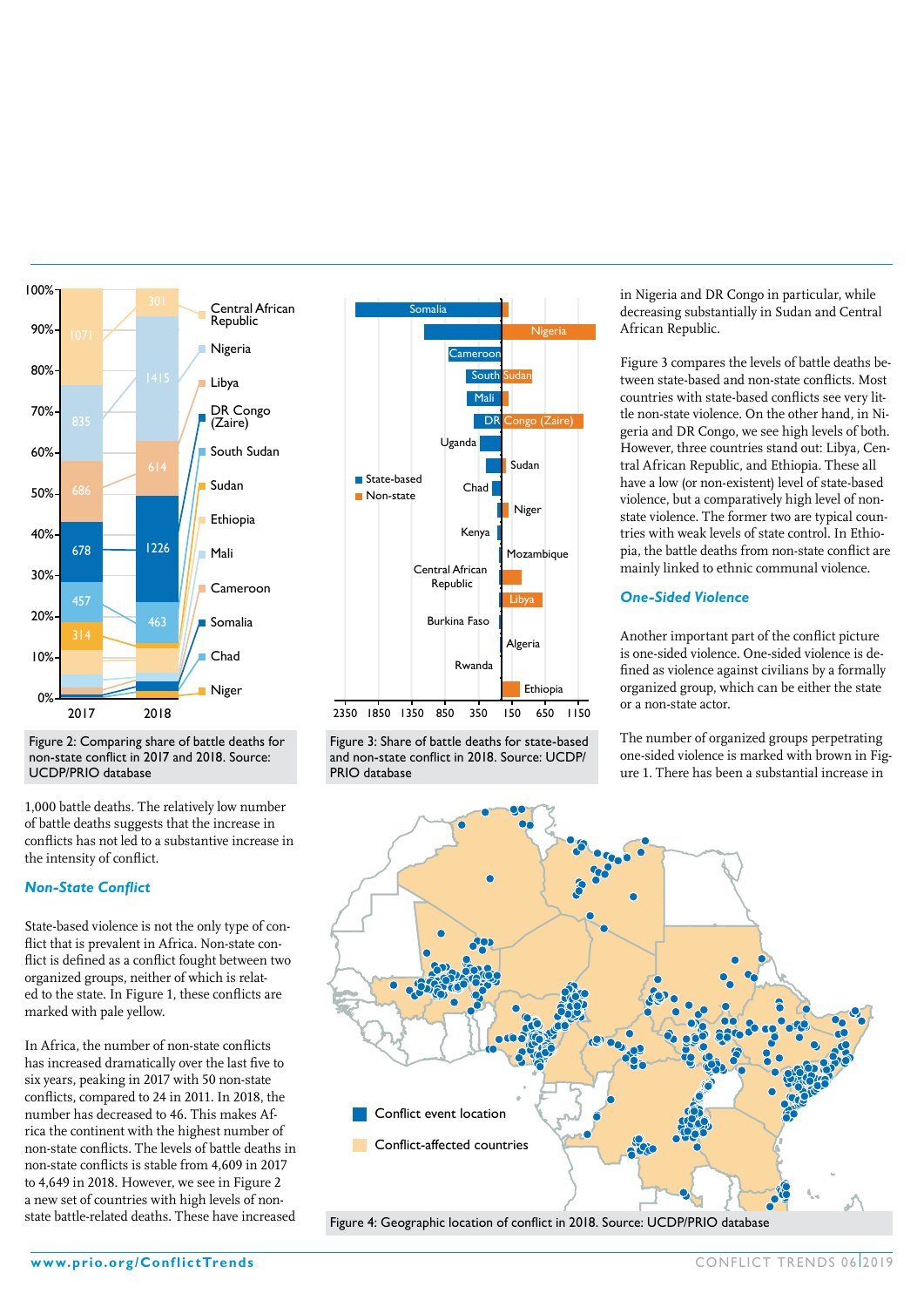Figure 2: Comparing share of battle deaths for non-state conflict in 2017 and 2018. Source: UCDP/PRIO database

Figure 3: Share of battle deaths for state-based and non-state conflict in 2018. Source: UCDP/PRIO database

1,000 battle deaths. The relatively low number of battle deaths suggests that the increase in conflicts has not led to a substantive increase in the intensity of conflict.

## *Non-State Conflict*

State-based violence is not the only type of conflict that is prevalent in Africa. Non-state conflict is defined as a conflict fought between two organized groups, neither of which is related to the state. In Figure 1, these conflicts are marked with pale yellow.

In Africa, the number of non-state conflicts has increased dramatically over the last five to six years, peaking in 2017 with 50 non-state conflicts, compared to 24 in 2011. In 2018, the number has decreased to 46. This makes Africa the continent with the highest number of non-state conflicts. The levels of battle deaths in non-state conflicts is stable from 4,609 in 2017 to 4,649 in 2018. However, we see in Figure 2 a new set of countries with high levels of non-state battle-related deaths. These have increased in Nigeria and DR Congo in particular, while decreasing substantially in Sudan and Central African Republic.

Figure 3 compares the levels of battle deaths between state-based and non-state conflicts. Most countries with state-based conflicts see very little non-state violence. On the other hand, in Nigeria and DR Congo, we see high levels of both. However, three countries stand out: Libya, Central African Republic, and Ethiopia. These all have a low (or non-existent) level of state-based violence, but a comparatively high level of non-state violence. The former two are typical countries with weak levels of state control. In Ethiopia, the battle deaths from non-state conflict are mainly linked to ethnic communal violence.

## *One-Sided Violence*

Another important part of the conflict picture is one-sided violence. One-sided violence is defined as violence against civilians by a formally organized group, which can be either the state or a non-state actor.

The number of organized groups perpetrating one-sided violence is marked with brown in Figure 1. There has been a substantial increase in

Figure 4: Geographic location of conflict in 2018. Source: UCDP/PRIO database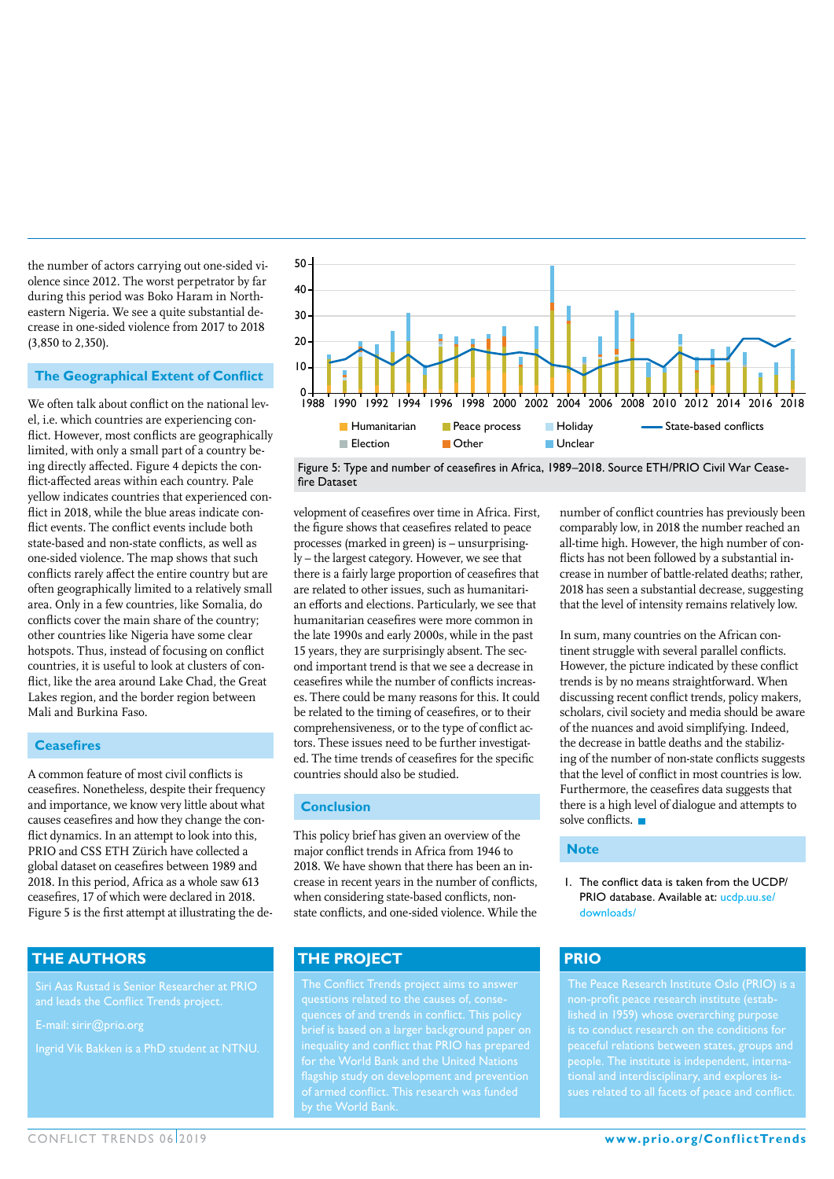the number of actors carrying out one-sided violence since 2012. The worst perpetrator by far during this period was Boko Haram in North-eastern Nigeria. We see a quite substantial decrease in one-sided violence from 2017 to 2018 (3,850 to 2,350).

## The Geographical Extent of Conflict

We often talk about conflict on the national level, i.e. which countries are experiencing conflict. However, most conflicts are geographically limited, with only a small part of a country being directly affected. Figure 4 depicts the conflict-affected areas within each country. Pale yellow indicates countries that experienced conflict in 2018, while the blue areas indicate conflict events. The conflict events include both state-based and non-state conflicts, as well as one-sided violence. The map shows that such conflicts rarely affect the entire country but are often geographically limited to a relatively small area. Only in a few countries, like Somalia, do conflicts cover the main share of the country; other countries like Nigeria have some clear hotspots. Thus, instead of focusing on conflict countries, it is useful to look at clusters of conflict, like the area around Lake Chad, the Great Lakes region, and the border region between Mali and Burkina Faso.

## Ceasefires

A common feature of most civil conflicts is ceasefires. Nonetheless, despite their frequency and importance, we know very little about what causes ceasefires and how they change the conflict dynamics. In an attempt to look into this, PRIO and CSS ETH Zürich have collected a global dataset on ceasefires between 1989 and 2018. In this period, Africa as a whole saw 613 ceasefires, 17 of which were declared in 2018. Figure 5 is the first attempt at illustrating the development of ceasefires over time in Africa. First, the figure shows that ceasefires related to peace processes (marked in green) is – unsurprisingly – the largest category. However, we see that there is a fairly large proportion of ceasefires that are related to other issues, such as humanitarian efforts and elections. Particularly, we see that humanitarian ceasefires were more common in the late 1990s and early 2000s, while in the past 15 years, they are surprisingly absent. The second important trend is that we see a decrease in ceasefires while the number of conflicts increases. There could be many reasons for this. It could be related to the timing of ceasefires, or to their comprehensiveness, or to the type of conflict actors. These issues need to be further investigated. The time trends of ceasefires for the specific countries should also be studied.

50
40
30
20
10
0
1988 1990 1992 1994 1996 1998 2000 2002 2004 2006 2008 2010 2012 2014 2016 2018

Humanitarian
Peace process
Holiday
State-based conflicts
Election
Other
Unclear

Figure 5: Type and number of ceasefires in Africa, 1989–2018. Source ETH/PRIO Civil War Ceasefire Dataset

## Conclusion

This policy brief has given an overview of the major conflict trends in Africa from 1946 to 2018. We have shown that there has been an increase in recent years in the number of conflicts, when considering state-based conflicts, non-state conflicts, and one-sided violence. While the number of conflict countries has previously been comparably low, in 2018 the number reached an all-time high. However, the high number of conflicts has not been followed by a substantial increase in number of battle-related deaths; rather, 2018 has seen a substantial decrease, suggesting that the level of intensity remains relatively low.

In sum, many countries on the African continent struggle with several parallel conflicts. However, the picture indicated by these conflict trends is by no means straightforward. When discussing recent conflict trends, policy makers, scholars, civil society and media should be aware of the nuances and avoid simplifying. Indeed, the decrease in battle deaths and the stabilizing of the number of non-state conflicts suggests that the level of conflict in most countries is low. Furthermore, the ceasefires data suggests that there is a high level of dialogue and attempts to solve conflicts. ■

## Note

1. The conflict data is taken from the UCDP/PRIO database. Available at: ucdp.uu.se/downloads/

## THE AUTHORS

Siri Aas Rustad is Senior Researcher at PRIO and leads the Conflict Trends project.

E-mail: sirir@prio.org

Ingrid Vik Bakken is a PhD student at NTNU.

## THE PROJECT

The Conflict Trends project aims to answer questions related to the causes of, consequences of and trends in conflict. This policy brief is based on a larger background paper on inequality and conflict that PRIO has prepared for the World Bank and the United Nations flagship study on development and prevention of armed conflict. This research was funded by the World Bank.

## PRIO

The Peace Research Institute Oslo (PRIO) is a non-profit peace research institute (established in 1959) whose overarching purpose is to conduct research on the conditions for peaceful relations between states, groups and people. The institute is independent, international and interdisciplinary, and explores issues related to all facets of peace and conflict.